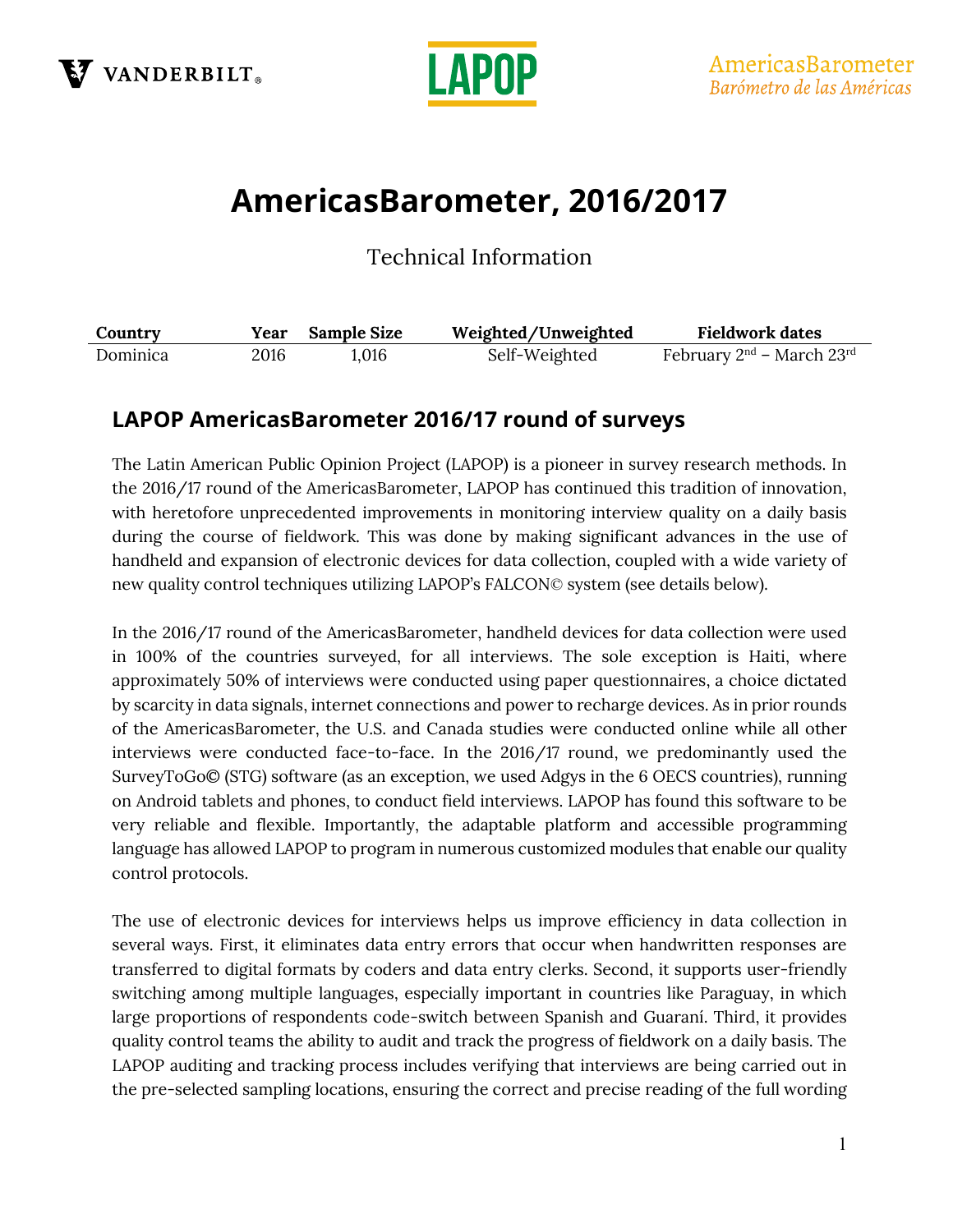# AmericasBarometer, 2016/2017

Technical Information

| Country | Year | Sample Size | Weighted/Unweighted | Fieldwork dates |
|---|---|---|---|---|
| Dominica | 2016 | 1,016 | Self-Weighted | February 2nd – March 23rd |

## LAPOP AmericasBarometer 2016/17 round of surveys

The Latin American Public Opinion Project (LAPOP) is a pioneer in survey research methods. In the 2016/17 round of the AmericasBarometer, LAPOP has continued this tradition of innovation, with heretofore unprecedented improvements in monitoring interview quality on a daily basis during the course of fieldwork. This was done by making significant advances in the use of handheld and expansion of electronic devices for data collection, coupled with a wide variety of new quality control techniques utilizing LAPOP's FALCON© system (see details below).

In the 2016/17 round of the AmericasBarometer, handheld devices for data collection were used in 100% of the countries surveyed, for all interviews. The sole exception is Haiti, where approximately 50% of interviews were conducted using paper questionnaires, a choice dictated by scarcity in data signals, internet connections and power to recharge devices. As in prior rounds of the AmericasBarometer, the U.S. and Canada studies were conducted online while all other interviews were conducted face-to-face. In the 2016/17 round, we predominantly used the SurveyToGo© (STG) software (as an exception, we used Adgys in the 6 OECS countries), running on Android tablets and phones, to conduct field interviews. LAPOP has found this software to be very reliable and flexible. Importantly, the adaptable platform and accessible programming language has allowed LAPOP to program in numerous customized modules that enable our quality control protocols.

The use of electronic devices for interviews helps us improve efficiency in data collection in several ways. First, it eliminates data entry errors that occur when handwritten responses are transferred to digital formats by coders and data entry clerks. Second, it supports user-friendly switching among multiple languages, especially important in countries like Paraguay, in which large proportions of respondents code-switch between Spanish and Guaraní. Third, it provides quality control teams the ability to audit and track the progress of fieldwork on a daily basis. The LAPOP auditing and tracking process includes verifying that interviews are being carried out in the pre-selected sampling locations, ensuring the correct and precise reading of the full wording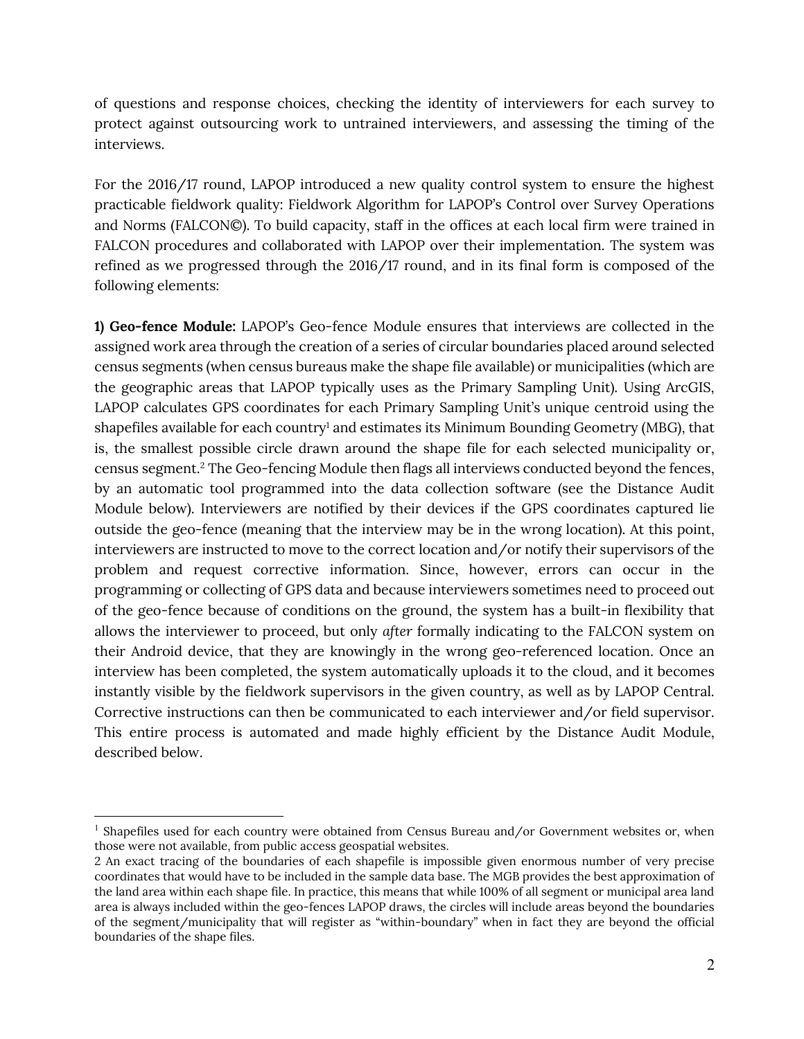of questions and response choices, checking the identity of interviewers for each survey to protect against outsourcing work to untrained interviewers, and assessing the timing of the interviews.

For the 2016/17 round, LAPOP introduced a new quality control system to ensure the highest practicable fieldwork quality: Fieldwork Algorithm for LAPOP's Control over Survey Operations and Norms (FALCON©). To build capacity, staff in the offices at each local firm were trained in FALCON procedures and collaborated with LAPOP over their implementation. The system was refined as we progressed through the 2016/17 round, and in its final form is composed of the following elements:

**1) Geo-fence Module:** LAPOP's Geo-fence Module ensures that interviews are collected in the assigned work area through the creation of a series of circular boundaries placed around selected census segments (when census bureaus make the shape file available) or municipalities (which are the geographic areas that LAPOP typically uses as the Primary Sampling Unit). Using ArcGIS, LAPOP calculates GPS coordinates for each Primary Sampling Unit's unique centroid using the shapefiles available for each country[1] and estimates its Minimum Bounding Geometry (MBG), that is, the smallest possible circle drawn around the shape file for each selected municipality or, census segment.[2] The Geo-fencing Module then flags all interviews conducted beyond the fences, by an automatic tool programmed into the data collection software (see the Distance Audit Module below). Interviewers are notified by their devices if the GPS coordinates captured lie outside the geo-fence (meaning that the interview may be in the wrong location). At this point, interviewers are instructed to move to the correct location and/or notify their supervisors of the problem and request corrective information. Since, however, errors can occur in the programming or collecting of GPS data and because interviewers sometimes need to proceed out of the geo-fence because of conditions on the ground, the system has a built-in flexibility that allows the interviewer to proceed, but only *after* formally indicating to the FALCON system on their Android device, that they are knowingly in the wrong geo-referenced location. Once an interview has been completed, the system automatically uploads it to the cloud, and it becomes instantly visible by the fieldwork supervisors in the given country, as well as by LAPOP Central. Corrective instructions can then be communicated to each interviewer and/or field supervisor. This entire process is automated and made highly efficient by the Distance Audit Module, described below.

---

[1] Shapefiles used for each country were obtained from Census Bureau and/or Government websites or, when those were not available, from public access geospatial websites.

[2] An exact tracing of the boundaries of each shapefile is impossible given enormous number of very precise coordinates that would have to be included in the sample data base. The MGB provides the best approximation of the land area within each shape file. In practice, this means that while 100% of all segment or municipal area land area is always included within the geo-fences LAPOP draws, the circles will include areas beyond the boundaries of the segment/municipality that will register as "within-boundary" when in fact they are beyond the official boundaries of the shape files.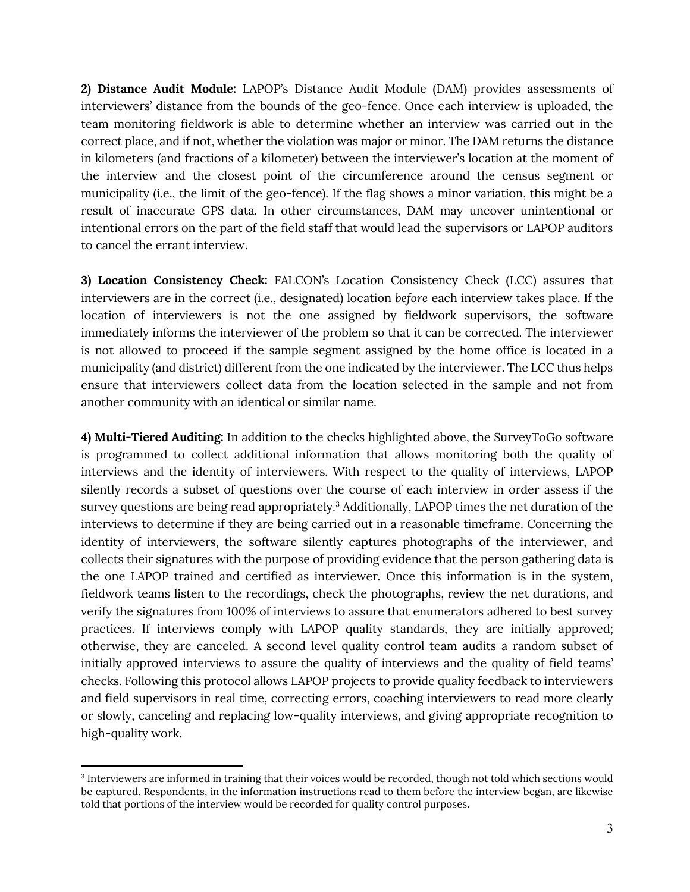**2) Distance Audit Module:** LAPOP's Distance Audit Module (DAM) provides assessments of interviewers' distance from the bounds of the geo-fence. Once each interview is uploaded, the team monitoring fieldwork is able to determine whether an interview was carried out in the correct place, and if not, whether the violation was major or minor. The DAM returns the distance in kilometers (and fractions of a kilometer) between the interviewer's location at the moment of the interview and the closest point of the circumference around the census segment or municipality (i.e., the limit of the geo-fence). If the flag shows a minor variation, this might be a result of inaccurate GPS data. In other circumstances, DAM may uncover unintentional or intentional errors on the part of the field staff that would lead the supervisors or LAPOP auditors to cancel the errant interview.

**3) Location Consistency Check:** FALCON's Location Consistency Check (LCC) assures that interviewers are in the correct (i.e., designated) location *before* each interview takes place. If the location of interviewers is not the one assigned by fieldwork supervisors, the software immediately informs the interviewer of the problem so that it can be corrected. The interviewer is not allowed to proceed if the sample segment assigned by the home office is located in a municipality (and district) different from the one indicated by the interviewer. The LCC thus helps ensure that interviewers collect data from the location selected in the sample and not from another community with an identical or similar name.

**4) Multi-Tiered Auditing:** In addition to the checks highlighted above, the SurveyToGo software is programmed to collect additional information that allows monitoring both the quality of interviews and the identity of interviewers. With respect to the quality of interviews, LAPOP silently records a subset of questions over the course of each interview in order assess if the survey questions are being read appropriately.[3] Additionally, LAPOP times the net duration of the interviews to determine if they are being carried out in a reasonable timeframe. Concerning the identity of interviewers, the software silently captures photographs of the interviewer, and collects their signatures with the purpose of providing evidence that the person gathering data is the one LAPOP trained and certified as interviewer. Once this information is in the system, fieldwork teams listen to the recordings, check the photographs, review the net durations, and verify the signatures from 100% of interviews to assure that enumerators adhered to best survey practices. If interviews comply with LAPOP quality standards, they are initially approved; otherwise, they are canceled. A second level quality control team audits a random subset of initially approved interviews to assure the quality of interviews and the quality of field teams' checks. Following this protocol allows LAPOP projects to provide quality feedback to interviewers and field supervisors in real time, correcting errors, coaching interviewers to read more clearly or slowly, canceling and replacing low-quality interviews, and giving appropriate recognition to high-quality work.

[3] Interviewers are informed in training that their voices would be recorded, though not told which sections would be captured. Respondents, in the information instructions read to them before the interview began, are likewise told that portions of the interview would be recorded for quality control purposes.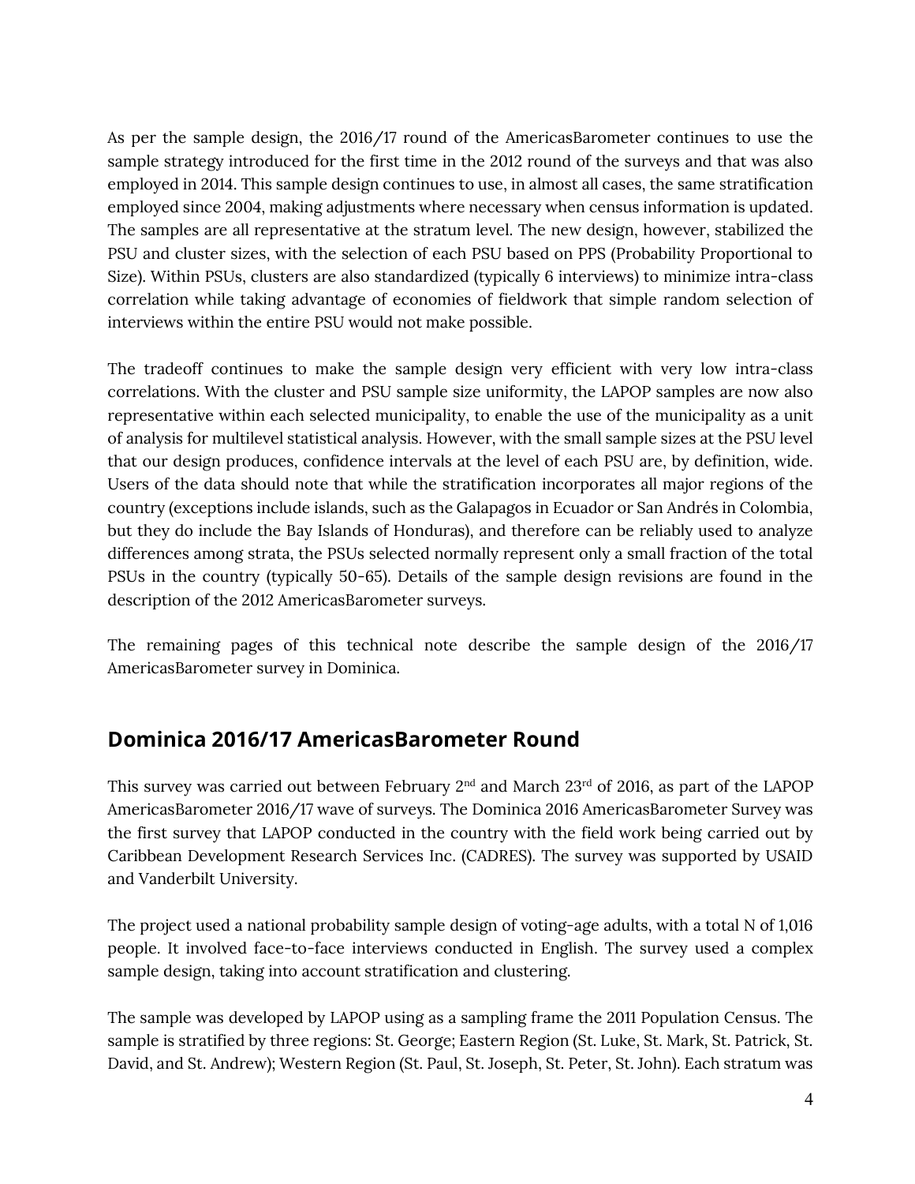As per the sample design, the 2016/17 round of the AmericasBarometer continues to use the sample strategy introduced for the first time in the 2012 round of the surveys and that was also employed in 2014. This sample design continues to use, in almost all cases, the same stratification employed since 2004, making adjustments where necessary when census information is updated. The samples are all representative at the stratum level. The new design, however, stabilized the PSU and cluster sizes, with the selection of each PSU based on PPS (Probability Proportional to Size). Within PSUs, clusters are also standardized (typically 6 interviews) to minimize intra-class correlation while taking advantage of economies of fieldwork that simple random selection of interviews within the entire PSU would not make possible.

The tradeoff continues to make the sample design very efficient with very low intra-class correlations. With the cluster and PSU sample size uniformity, the LAPOP samples are now also representative within each selected municipality, to enable the use of the municipality as a unit of analysis for multilevel statistical analysis. However, with the small sample sizes at the PSU level that our design produces, confidence intervals at the level of each PSU are, by definition, wide. Users of the data should note that while the stratification incorporates all major regions of the country (exceptions include islands, such as the Galapagos in Ecuador or San Andrés in Colombia, but they do include the Bay Islands of Honduras), and therefore can be reliably used to analyze differences among strata, the PSUs selected normally represent only a small fraction of the total PSUs in the country (typically 50-65). Details of the sample design revisions are found in the description of the 2012 AmericasBarometer surveys.

The remaining pages of this technical note describe the sample design of the 2016/17 AmericasBarometer survey in Dominica.

## Dominica 2016/17 AmericasBarometer Round

This survey was carried out between February 2nd and March 23rd of 2016, as part of the LAPOP AmericasBarometer 2016/17 wave of surveys. The Dominica 2016 AmericasBarometer Survey was the first survey that LAPOP conducted in the country with the field work being carried out by Caribbean Development Research Services Inc. (CADRES). The survey was supported by USAID and Vanderbilt University.

The project used a national probability sample design of voting-age adults, with a total N of 1,016 people. It involved face-to-face interviews conducted in English. The survey used a complex sample design, taking into account stratification and clustering.

The sample was developed by LAPOP using as a sampling frame the 2011 Population Census. The sample is stratified by three regions: St. George; Eastern Region (St. Luke, St. Mark, St. Patrick, St. David, and St. Andrew); Western Region (St. Paul, St. Joseph, St. Peter, St. John). Each stratum was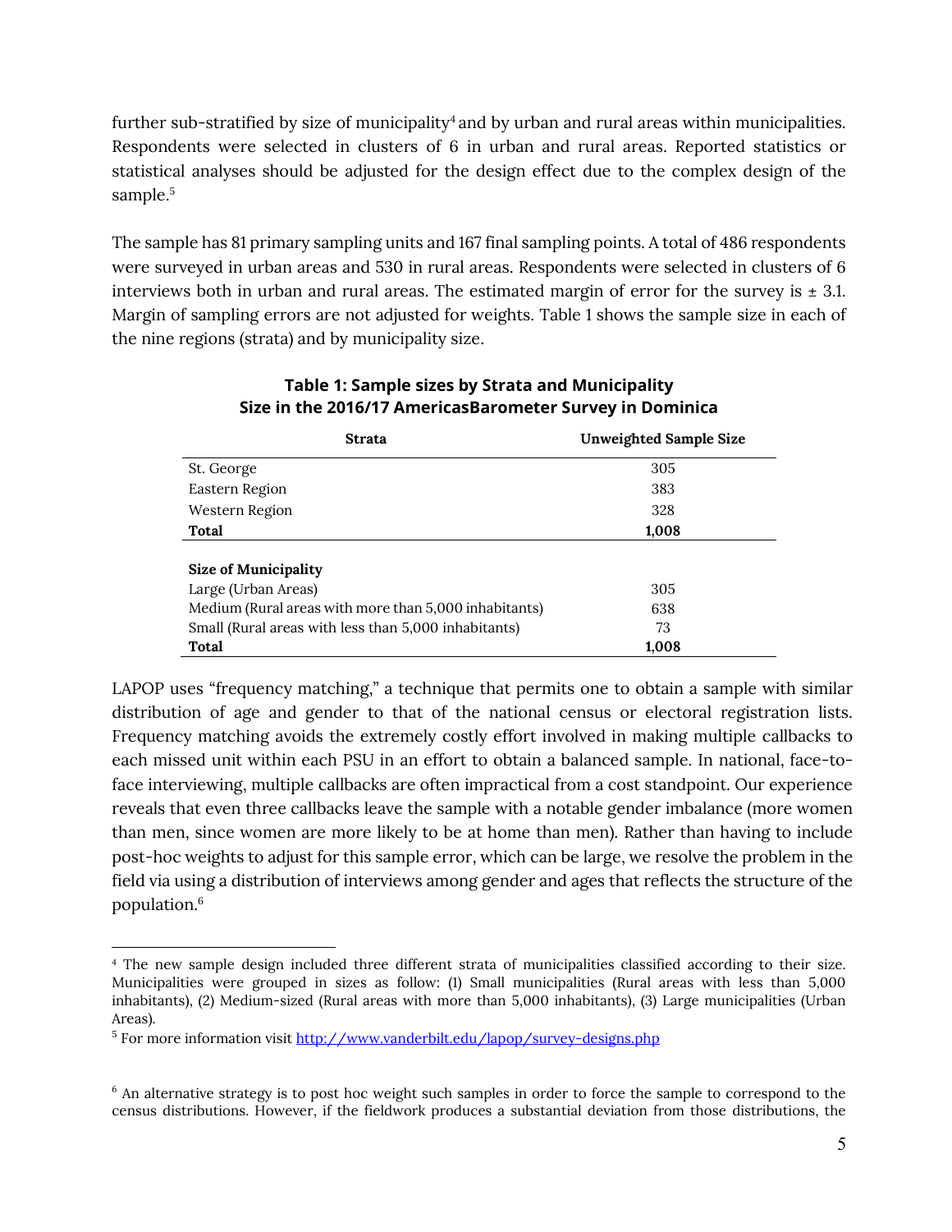further sub-stratified by size of municipality[4] and by urban and rural areas within municipalities. Respondents were selected in clusters of 6 in urban and rural areas. Reported statistics or statistical analyses should be adjusted for the design effect due to the complex design of the sample.[5]

The sample has 81 primary sampling units and 167 final sampling points. A total of 486 respondents were surveyed in urban areas and 530 in rural areas. Respondents were selected in clusters of 6 interviews both in urban and rural areas. The estimated margin of error for the survey is ± 3.1. Margin of sampling errors are not adjusted for weights. Table 1 shows the sample size in each of the nine regions (strata) and by municipality size.

**Table 1: Sample sizes by Strata and Municipality Size in the 2016/17 AmericasBarometer Survey in Dominica**

| Strata | Unweighted Sample Size |
|---|---|
| St. George | 305 |
| Eastern Region | 383 |
| Western Region | 328 |
| **Total** | **1,008** |
| | |
| **Size of Municipality** | |
| Large (Urban Areas) | 305 |
| Medium (Rural areas with more than 5,000 inhabitants) | 638 |
| Small (Rural areas with less than 5,000 inhabitants) | 73 |
| **Total** | **1,008** |

LAPOP uses "frequency matching," a technique that permits one to obtain a sample with similar distribution of age and gender to that of the national census or electoral registration lists. Frequency matching avoids the extremely costly effort involved in making multiple callbacks to each missed unit within each PSU in an effort to obtain a balanced sample. In national, face-to-face interviewing, multiple callbacks are often impractical from a cost standpoint. Our experience reveals that even three callbacks leave the sample with a notable gender imbalance (more women than men, since women are more likely to be at home than men). Rather than having to include post-hoc weights to adjust for this sample error, which can be large, we resolve the problem in the field via using a distribution of interviews among gender and ages that reflects the structure of the population.[6]

---

[4] The new sample design included three different strata of municipalities classified according to their size. Municipalities were grouped in sizes as follow: (1) Small municipalities (Rural areas with less than 5,000 inhabitants), (2) Medium-sized (Rural areas with more than 5,000 inhabitants), (3) Large municipalities (Urban Areas).

[5] For more information visit http://www.vanderbilt.edu/lapop/survey-designs.php

[6] An alternative strategy is to post hoc weight such samples in order to force the sample to correspond to the census distributions. However, if the fieldwork produces a substantial deviation from those distributions, the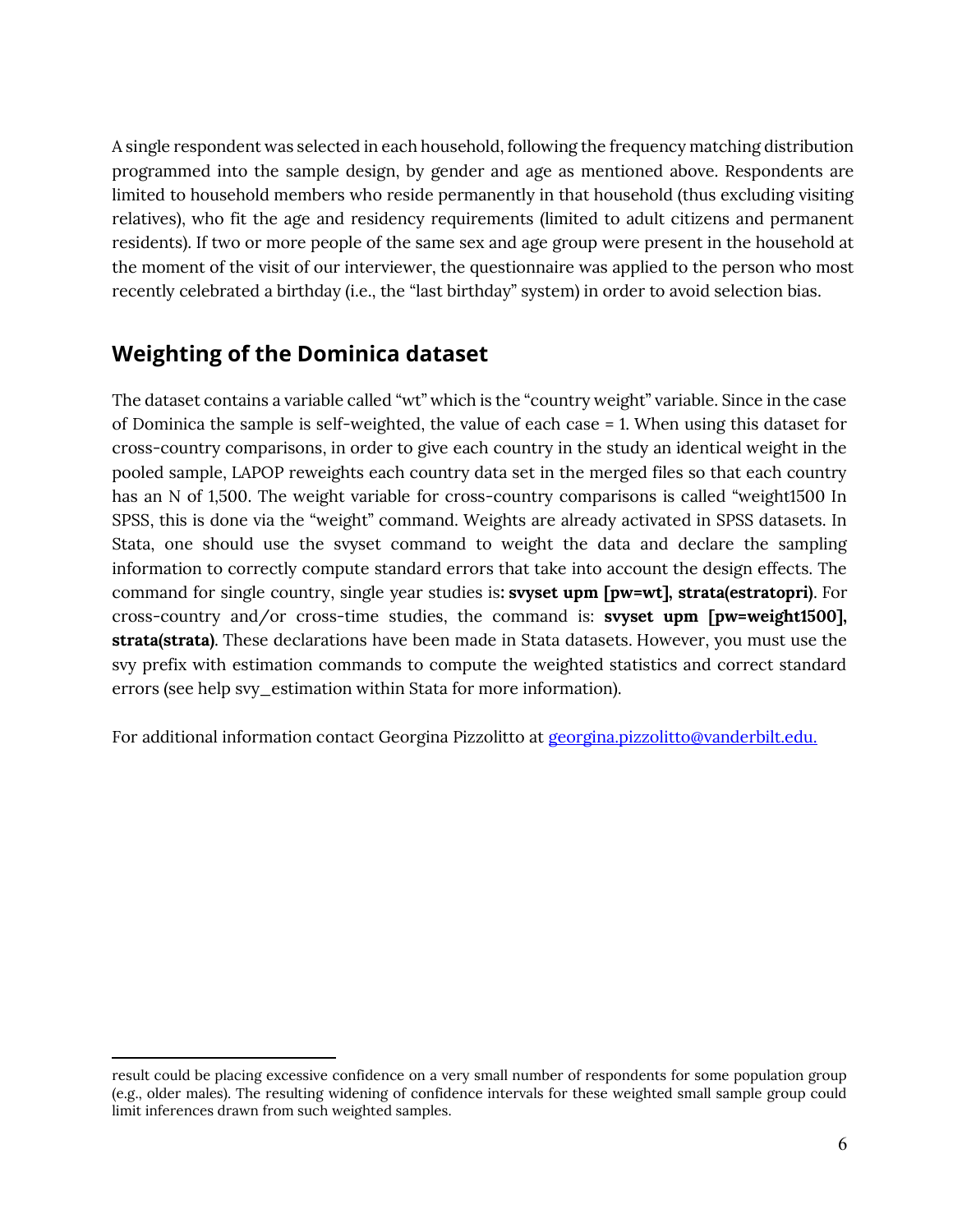A single respondent was selected in each household, following the frequency matching distribution programmed into the sample design, by gender and age as mentioned above. Respondents are limited to household members who reside permanently in that household (thus excluding visiting relatives), who fit the age and residency requirements (limited to adult citizens and permanent residents). If two or more people of the same sex and age group were present in the household at the moment of the visit of our interviewer, the questionnaire was applied to the person who most recently celebrated a birthday (i.e., the "last birthday" system) in order to avoid selection bias.

## Weighting of the Dominica dataset

The dataset contains a variable called "wt" which is the "country weight" variable. Since in the case of Dominica the sample is self-weighted, the value of each case = 1. When using this dataset for cross-country comparisons, in order to give each country in the study an identical weight in the pooled sample, LAPOP reweights each country data set in the merged files so that each country has an N of 1,500. The weight variable for cross-country comparisons is called "weight1500 In SPSS, this is done via the "weight" command. Weights are already activated in SPSS datasets. In Stata, one should use the svyset command to weight the data and declare the sampling information to correctly compute standard errors that take into account the design effects. The command for single country, single year studies is**: svyset upm [pw=wt], strata(estratopri)**. For cross-country and/or cross-time studies, the command is: **svyset upm [pw=weight1500], strata(strata)**. These declarations have been made in Stata datasets. However, you must use the svy prefix with estimation commands to compute the weighted statistics and correct standard errors (see help svy_estimation within Stata for more information).

For additional information contact Georgina Pizzolitto at georgina.pizzolitto@vanderbilt.edu.

---

result could be placing excessive confidence on a very small number of respondents for some population group (e.g., older males). The resulting widening of confidence intervals for these weighted small sample group could limit inferences drawn from such weighted samples.